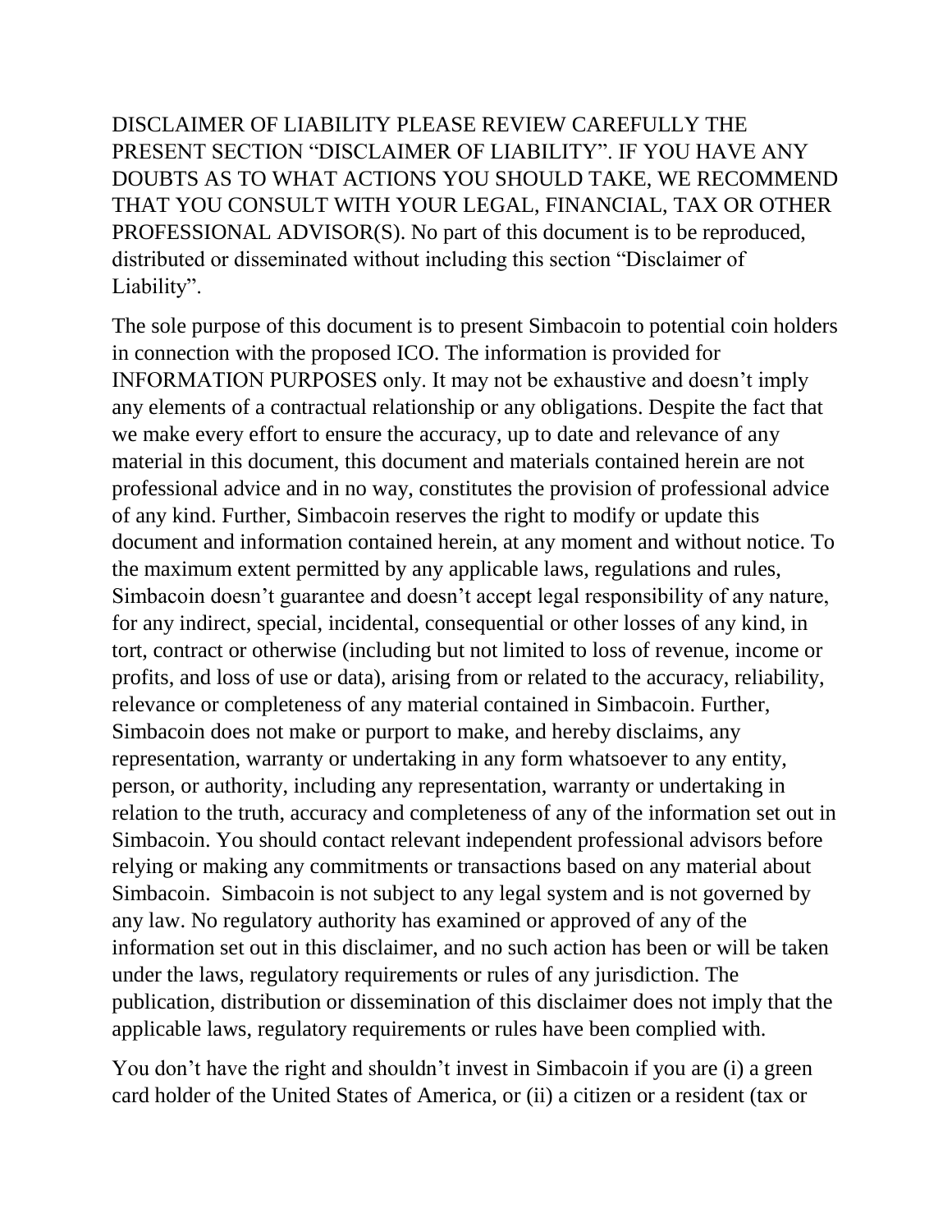DISCLAIMER OF LIABILITY PLEASE REVIEW CAREFULLY THE PRESENT SECTION “DISCLAIMER OF LIABILITY”. IF YOU HAVE ANY DOUBTS AS TO WHAT ACTIONS YOU SHOULD TAKE, WE RECOMMEND THAT YOU CONSULT WITH YOUR LEGAL, FINANCIAL, TAX OR OTHER PROFESSIONAL ADVISOR(S). No part of this document is to be reproduced, distributed or disseminated without including this section “Disclaimer of Liability”.

The sole purpose of this document is to present Simbacoin to potential coin holders in connection with the proposed ICO. The information is provided for INFORMATION PURPOSES only. It may not be exhaustive and doesn’t imply any elements of a contractual relationship or any obligations. Despite the fact that we make every effort to ensure the accuracy, up to date and relevance of any material in this document, this document and materials contained herein are not professional advice and in no way, constitutes the provision of professional advice of any kind. Further, Simbacoin reserves the right to modify or update this document and information contained herein, at any moment and without notice. To the maximum extent permitted by any applicable laws, regulations and rules, Simbacoin doesn’t guarantee and doesn’t accept legal responsibility of any nature, for any indirect, special, incidental, consequential or other losses of any kind, in tort, contract or otherwise (including but not limited to loss of revenue, income or profits, and loss of use or data), arising from or related to the accuracy, reliability, relevance or completeness of any material contained in Simbacoin. Further, Simbacoin does not make or purport to make, and hereby disclaims, any representation, warranty or undertaking in any form whatsoever to any entity, person, or authority, including any representation, warranty or undertaking in relation to the truth, accuracy and completeness of any of the information set out in Simbacoin. You should contact relevant independent professional advisors before relying or making any commitments or transactions based on any material about Simbacoin. Simbacoin is not subject to any legal system and is not governed by any law. No regulatory authority has examined or approved of any of the information set out in this disclaimer, and no such action has been or will be taken under the laws, regulatory requirements or rules of any jurisdiction. The publication, distribution or dissemination of this disclaimer does not imply that the applicable laws, regulatory requirements or rules have been complied with.

You don’t have the right and shouldn’t invest in Simbacoin if you are (i) a green card holder of the United States of America, or (ii) a citizen or a resident (tax or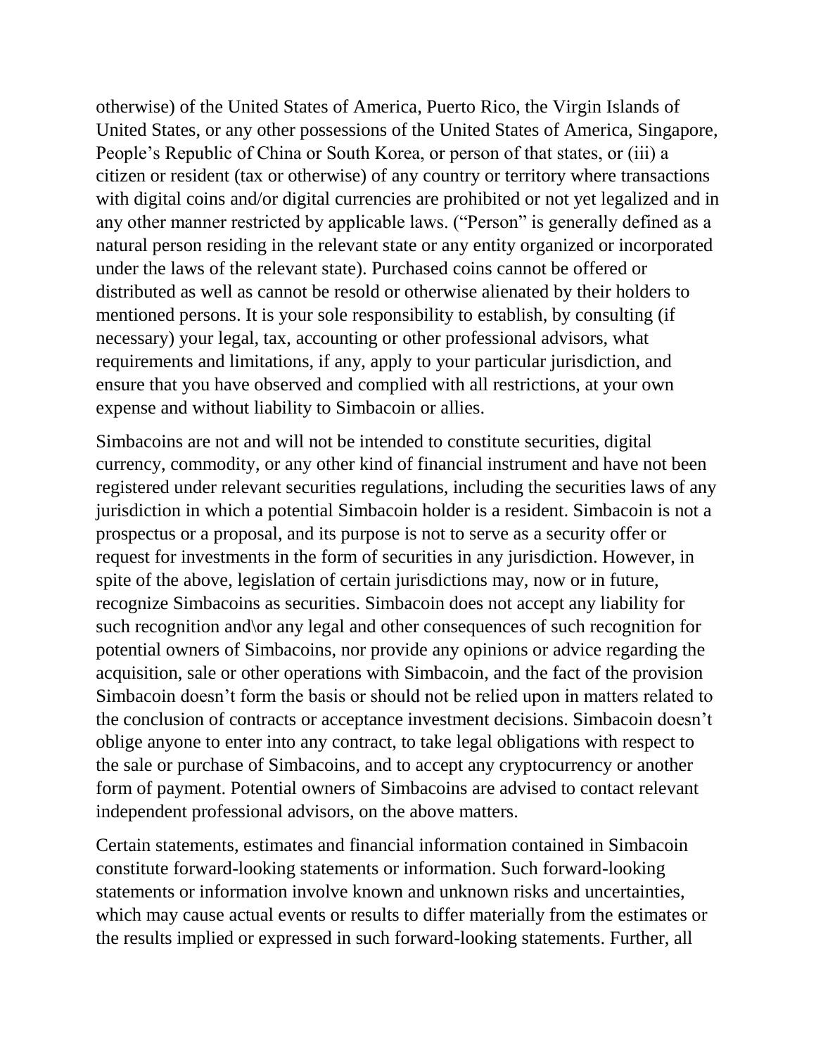otherwise) of the United States of America, Puerto Rico, the Virgin Islands of United States, or any other possessions of the United States of America, Singapore, People's Republic of China or South Korea, or person of that states, or (iii) a citizen or resident (tax or otherwise) of any country or territory where transactions with digital coins and/or digital currencies are prohibited or not yet legalized and in any other manner restricted by applicable laws. ("Person" is generally defined as a natural person residing in the relevant state or any entity organized or incorporated under the laws of the relevant state). Purchased coins cannot be offered or distributed as well as cannot be resold or otherwise alienated by their holders to mentioned persons. It is your sole responsibility to establish, by consulting (if necessary) your legal, tax, accounting or other professional advisors, what requirements and limitations, if any, apply to your particular jurisdiction, and ensure that you have observed and complied with all restrictions, at your own expense and without liability to Simbacoin or allies.

Simbacoins are not and will not be intended to constitute securities, digital currency, commodity, or any other kind of financial instrument and have not been registered under relevant securities regulations, including the securities laws of any jurisdiction in which a potential Simbacoin holder is a resident. Simbacoin is not a prospectus or a proposal, and its purpose is not to serve as a security offer or request for investments in the form of securities in any jurisdiction. However, in spite of the above, legislation of certain jurisdictions may, now or in future, recognize Simbacoins as securities. Simbacoin does not accept any liability for such recognition and\or any legal and other consequences of such recognition for potential owners of Simbacoins, nor provide any opinions or advice regarding the acquisition, sale or other operations with Simbacoin, and the fact of the provision Simbacoin doesn't form the basis or should not be relied upon in matters related to the conclusion of contracts or acceptance investment decisions. Simbacoin doesn't oblige anyone to enter into any contract, to take legal obligations with respect to the sale or purchase of Simbacoins, and to accept any cryptocurrency or another form of payment. Potential owners of Simbacoins are advised to contact relevant independent professional advisors, on the above matters.

Certain statements, estimates and financial information contained in Simbacoin constitute forward-looking statements or information. Such forward-looking statements or information involve known and unknown risks and uncertainties, which may cause actual events or results to differ materially from the estimates or the results implied or expressed in such forward-looking statements. Further, all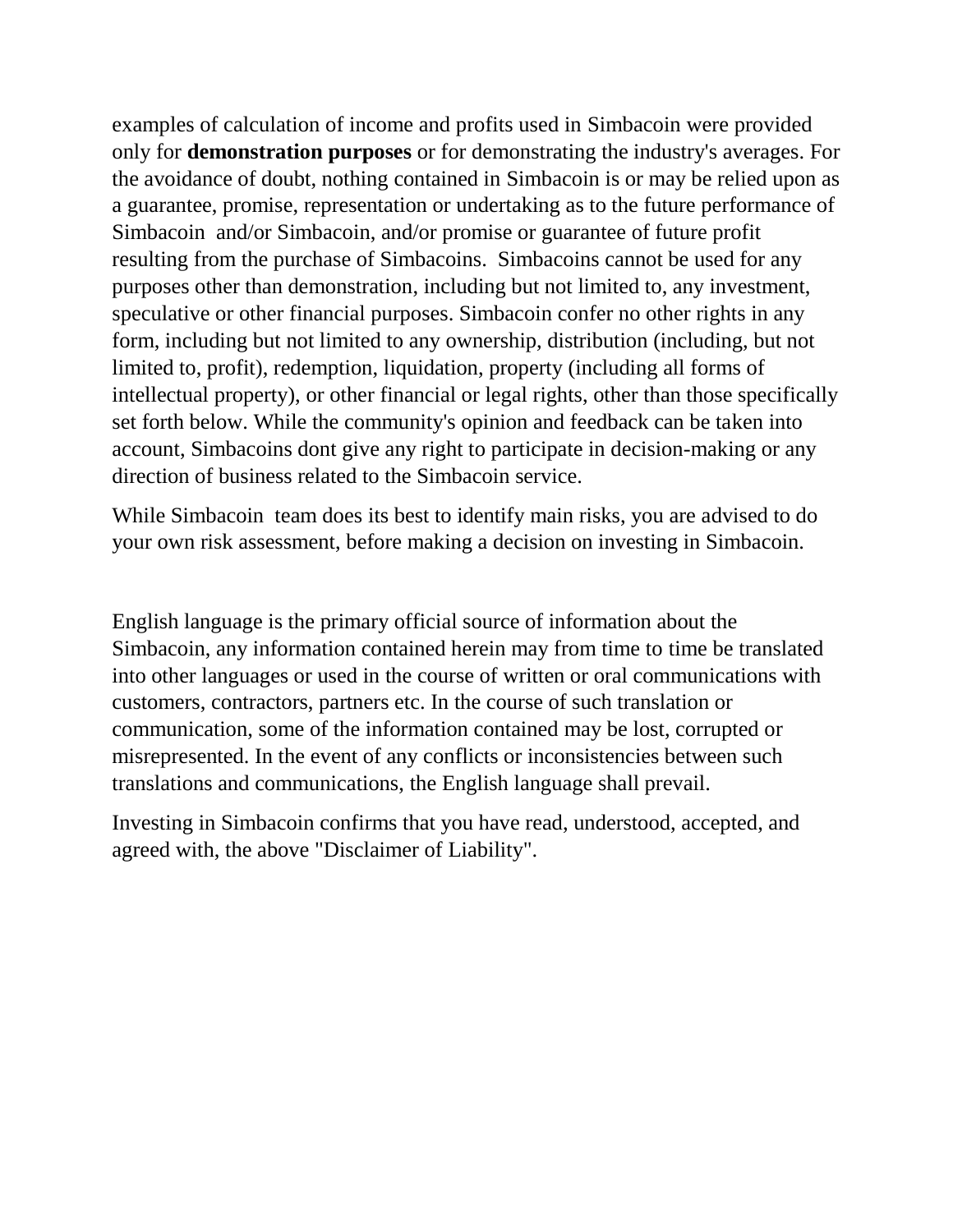examples of calculation of income and profits used in Simbacoin were provided only for **demonstration purposes** or for demonstrating the industry's averages. For the avoidance of doubt, nothing contained in Simbacoin is or may be relied upon as a guarantee, promise, representation or undertaking as to the future performance of Simbacoin  and/or Simbacoin, and/or promise or guarantee of future profit resulting from the purchase of Simbacoins.  Simbacoins cannot be used for any purposes other than demonstration, including but not limited to, any investment, speculative or other financial purposes. Simbacoin confer no other rights in any form, including but not limited to any ownership, distribution (including, but not limited to, profit), redemption, liquidation, property (including all forms of intellectual property), or other financial or legal rights, other than those specifically set forth below. While the community's opinion and feedback can be taken into account, Simbacoins dont give any right to participate in decision-making or any direction of business related to the Simbacoin service.

While Simbacoin  team does its best to identify main risks, you are advised to do your own risk assessment, before making a decision on investing in Simbacoin.

English language is the primary official source of information about the Simbacoin, any information contained herein may from time to time be translated into other languages or used in the course of written or oral communications with customers, contractors, partners etc. In the course of such translation or communication, some of the information contained may be lost, corrupted or misrepresented. In the event of any conflicts or inconsistencies between such translations and communications, the English language shall prevail.

Investing in Simbacoin confirms that you have read, understood, accepted, and agreed with, the above "Disclaimer of Liability".